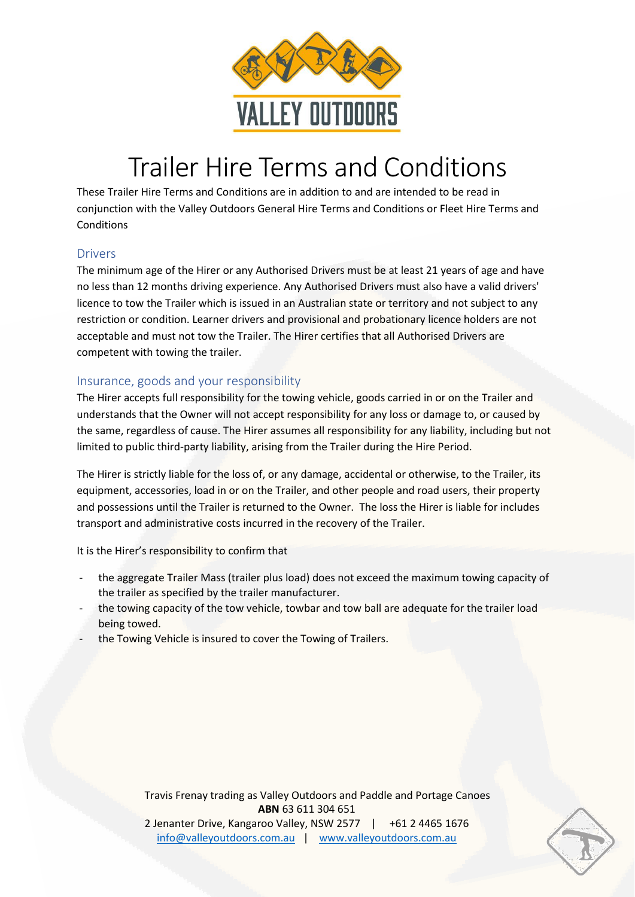# Trailer Hire Terms and Conditions

These Trailer Hire Terms and Conditions are in addition to and are intended to be read in conjunction with the Valley Outdoors General Hire Terms and Conditions or Fleet Hire Terms and Conditions

## Drivers

The minimum age of the Hirer or any Authorised Drivers must be at least 21 years of age and have no less than 12 months driving experience. Any Authorised Drivers must also have a valid drivers' licence to tow the Trailer which is issued in an Australian state or territory and not subject to any restriction or condition. Learner drivers and provisional and probationary licence holders are not acceptable and must not tow the Trailer. The Hirer certifies that all Authorised Drivers are competent with towing the trailer.

## Insurance, goods and your responsibility

The Hirer accepts full responsibility for the towing vehicle, goods carried in or on the Trailer and understands that the Owner will not accept responsibility for any loss or damage to, or caused by the same, regardless of cause. The Hirer assumes all responsibility for any liability, including but not limited to public third-party liability, arising from the Trailer during the Hire Period.

The Hirer is strictly liable for the loss of, or any damage, accidental or otherwise, to the Trailer, its equipment, accessories, load in or on the Trailer, and other people and road users, their property and possessions until the Trailer is returned to the Owner. The loss the Hirer is liable for includes transport and administrative costs incurred in the recovery of the Trailer.

It is the Hirer's responsibility to confirm that

- the aggregate Trailer Mass (trailer plus load) does not exceed the maximum towing capacity of the trailer as specified by the trailer manufacturer.
- the towing capacity of the tow vehicle, towbar and tow ball are adequate for the trailer load being towed.
- the Towing Vehicle is insured to cover the Towing of Trailers.

Travis Frenay trading as Valley Outdoors and Paddle and Portage Canoes
**ABN** 63 611 304 651
2 Jenanter Drive, Kangaroo Valley, NSW 2577 | +61 2 4465 1676
info@valleyoutdoors.com.au | www.valleyoutdoors.com.au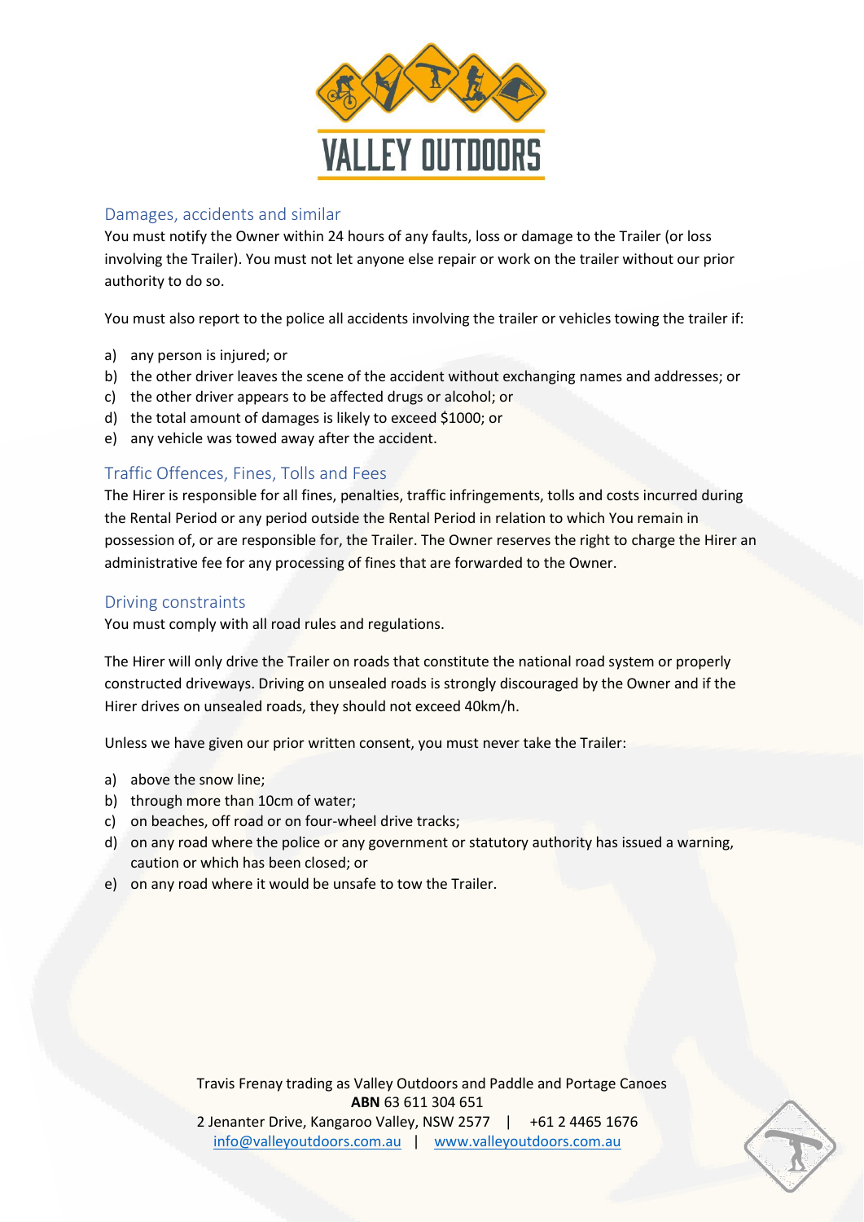## Damages, accidents and similar

You must notify the Owner within 24 hours of any faults, loss or damage to the Trailer (or loss involving the Trailer). You must not let anyone else repair or work on the trailer without our prior authority to do so.

You must also report to the police all accidents involving the trailer or vehicles towing the trailer if:

a) any person is injured; or
b) the other driver leaves the scene of the accident without exchanging names and addresses; or
c) the other driver appears to be affected drugs or alcohol; or
d) the total amount of damages is likely to exceed $1000; or
e) any vehicle was towed away after the accident.

## Traffic Offences, Fines, Tolls and Fees

The Hirer is responsible for all fines, penalties, traffic infringements, tolls and costs incurred during the Rental Period or any period outside the Rental Period in relation to which You remain in possession of, or are responsible for, the Trailer. The Owner reserves the right to charge the Hirer an administrative fee for any processing of fines that are forwarded to the Owner.

## Driving constraints

You must comply with all road rules and regulations.

The Hirer will only drive the Trailer on roads that constitute the national road system or properly constructed driveways. Driving on unsealed roads is strongly discouraged by the Owner and if the Hirer drives on unsealed roads, they should not exceed 40km/h.

Unless we have given our prior written consent, you must never take the Trailer:

a) above the snow line;
b) through more than 10cm of water;
c) on beaches, off road or on four-wheel drive tracks;
d) on any road where the police or any government or statutory authority has issued a warning, caution or which has been closed; or
e) on any road where it would be unsafe to tow the Trailer.